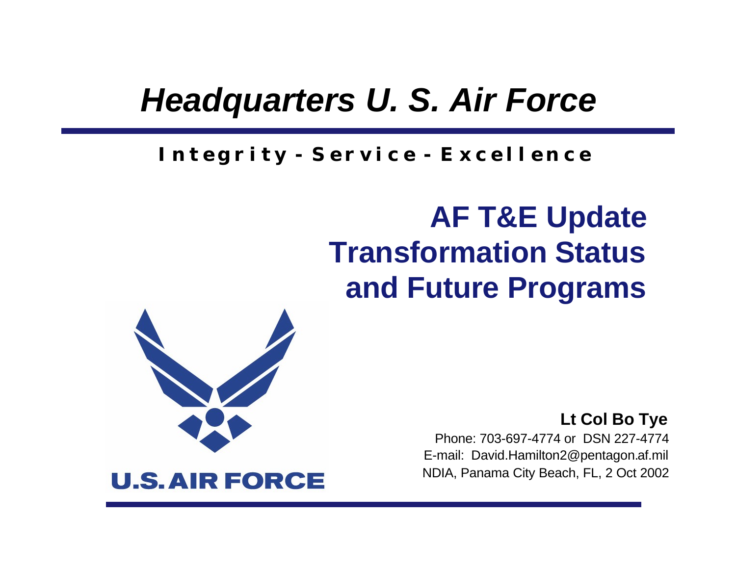# *Headquarters U. S. Air Force*

**Integrity - Service - Excellence**

## AF T&E Update
## Transformation Status and Future Programs

U.S. AIR FORCE

**Lt Col Bo Tye**

Phone: 703-697-4774 or DSN 227-4774

E-mail: David.Hamilton2@pentagon.af.mil

NDIA, Panama City Beach, FL, 2 Oct 2002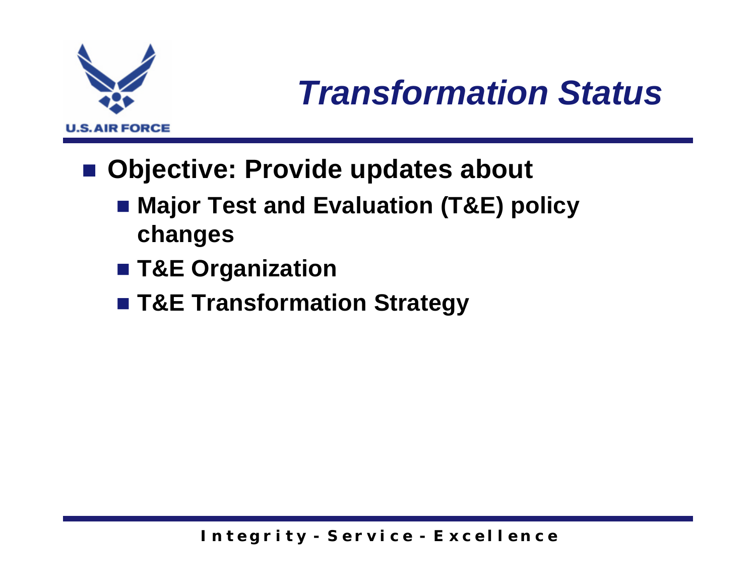# *Transformation Status*

- **Objective: Provide updates about**
  - **Major Test and Evaluation (T&E) policy changes**
  - **T&E Organization**
  - **T&E Transformation Strategy**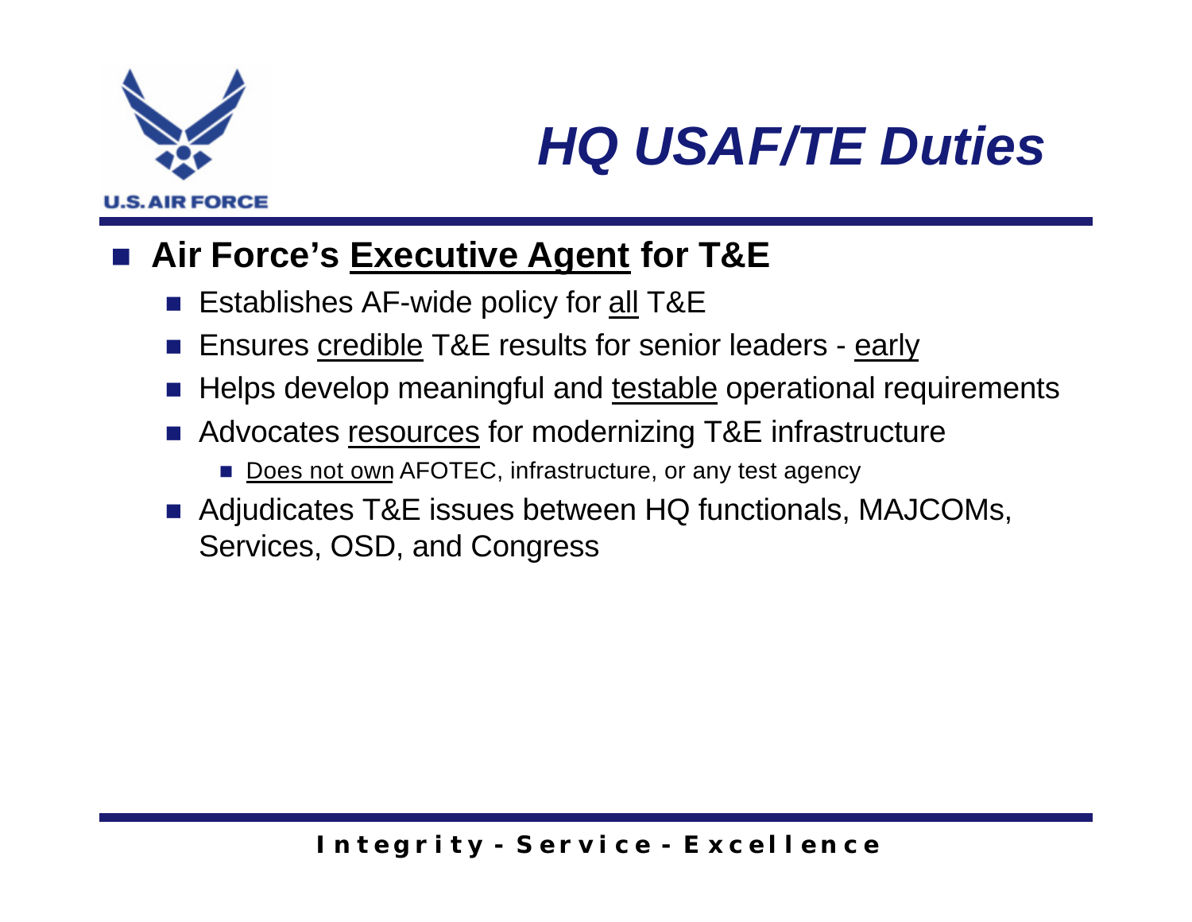# *HQ USAF/TE Duties*

- **Air Force's <u>Executive Agent</u> for T&E**
  - Establishes AF-wide policy for <u>all</u> T&E
  - Ensures <u>credible</u> T&E results for senior leaders - <u>early</u>
  - Helps develop meaningful and <u>testable</u> operational requirements
  - Advocates <u>resources</u> for modernizing T&E infrastructure
    - <u>Does not own</u> AFOTEC, infrastructure, or any test agency
  - Adjudicates T&E issues between HQ functionals, MAJCOMs, Services, OSD, and Congress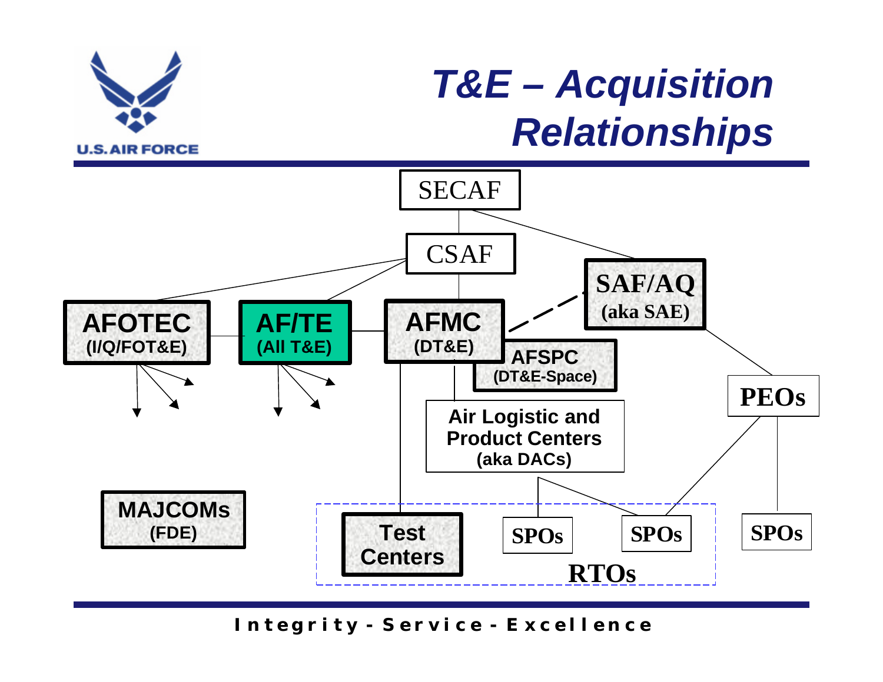# T&E – Acquisition Relationships

SECAF

CSAF

SAF/AQ (aka SAE)

AFOTEC (I/Q/FOT&E)

AF/TE (All T&E)

AFMC (DT&E)

AFSPC (DT&E-Space)

PEOs

Air Logistic and Product Centers (aka DACs)

MAJCOMs (FDE)

Test Centers

SPOs

SPOs

SPOs

RTOs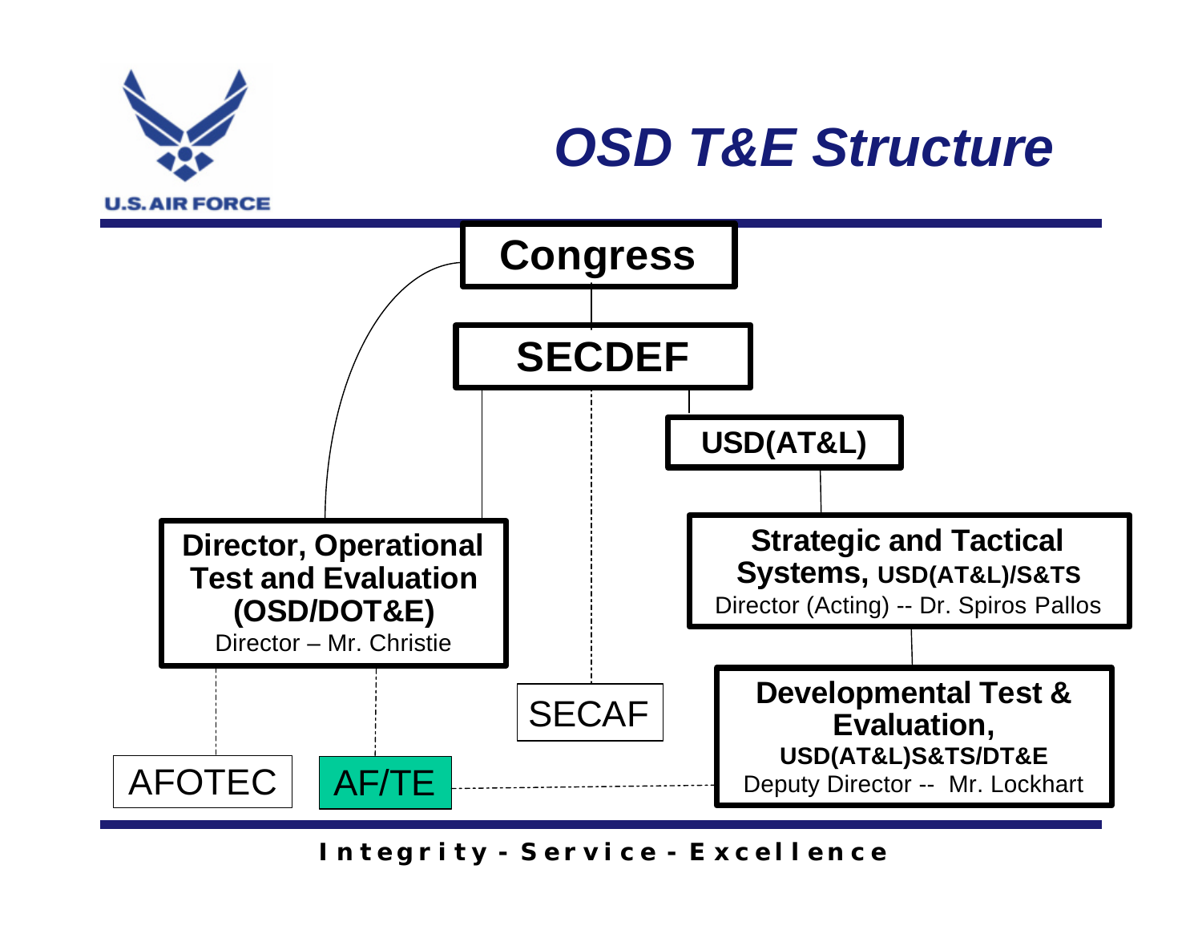# OSD T&E Structure

**Congress**

**SECDEF**

**USD(AT&L)**

**Director, Operational Test and Evaluation (OSD/DOT&E)**
Director – Mr. Christie

**Strategic and Tactical Systems, USD(AT&L)/S&TS**
Director (Acting) -- Dr. Spiros Pallos

**Developmental Test & Evaluation, USD(AT&L)S&TS/DT&E**
Deputy Director -- Mr. Lockhart

SECAF

AFOTEC

AF/TE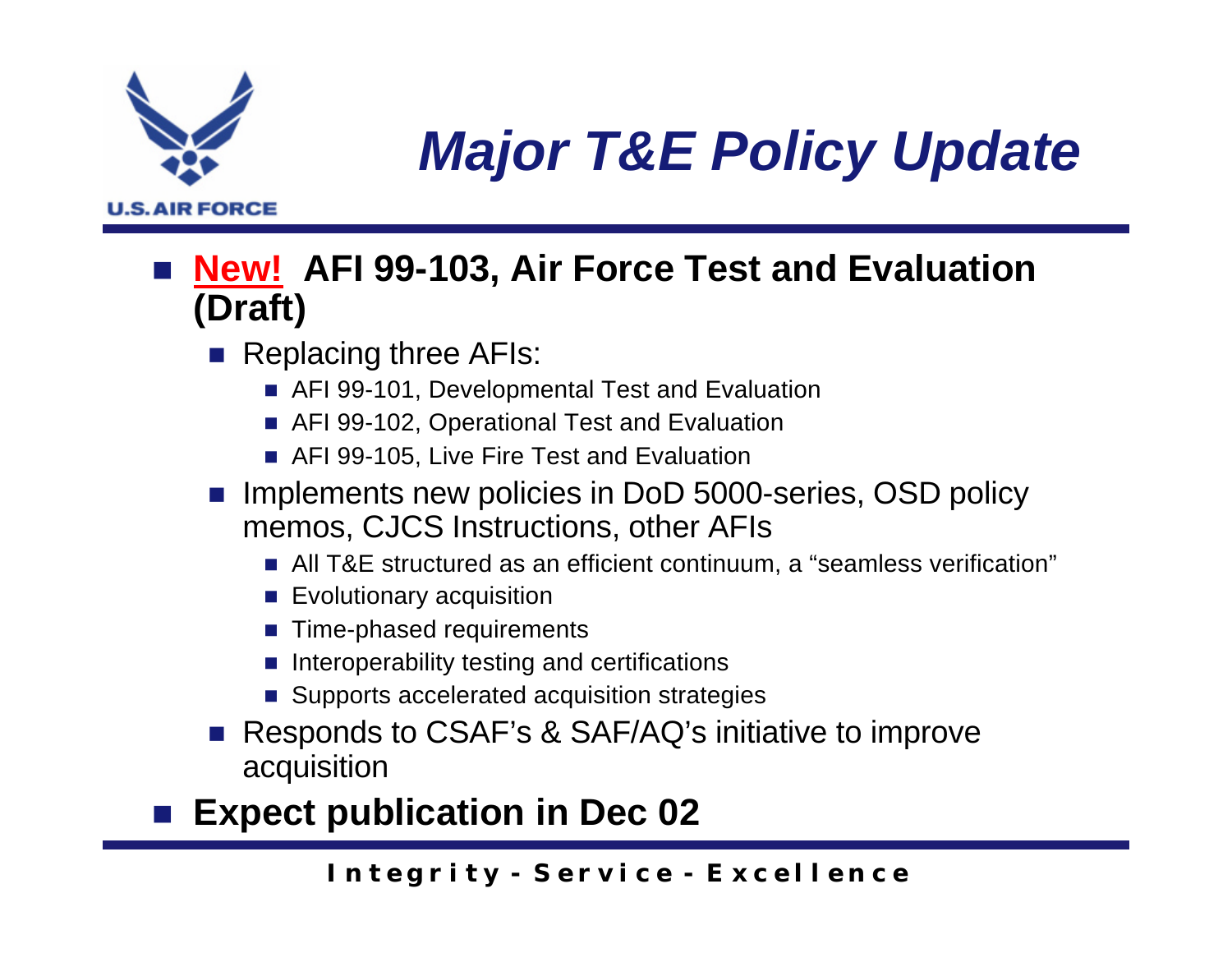# *Major T&E Policy Update*

- **New! AFI 99-103, Air Force Test and Evaluation (Draft)**
  - Replacing three AFIs:
    - AFI 99-101, Developmental Test and Evaluation
    - AFI 99-102, Operational Test and Evaluation
    - AFI 99-105, Live Fire Test and Evaluation
  - Implements new policies in DoD 5000-series, OSD policy memos, CJCS Instructions, other AFIs
    - All T&E structured as an efficient continuum, a "seamless verification"
    - Evolutionary acquisition
    - Time-phased requirements
    - Interoperability testing and certifications
    - Supports accelerated acquisition strategies
  - Responds to CSAF's & SAF/AQ's initiative to improve acquisition
- **Expect publication in Dec 02**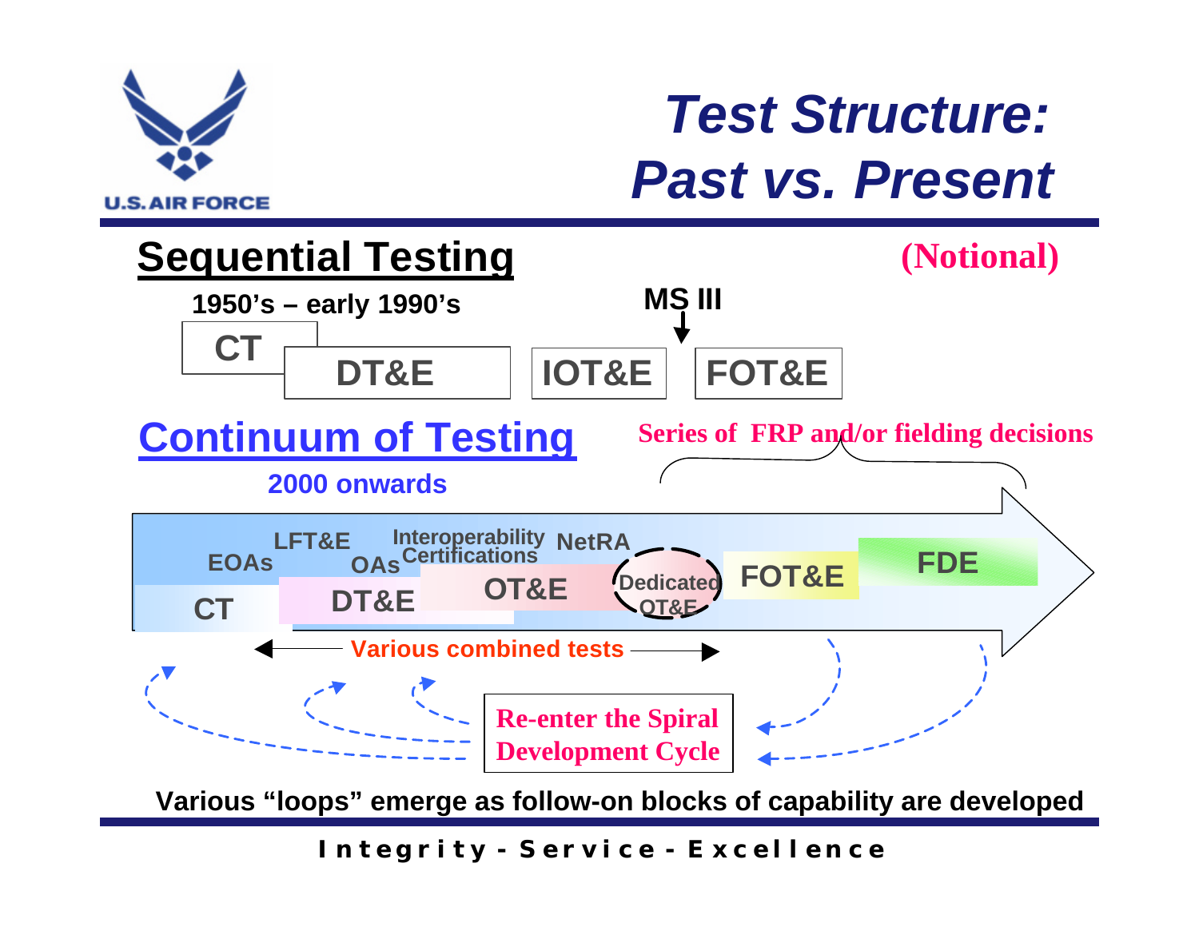# Test Structure: Past vs. Present

## Sequential Testing

(Notional)

1950's – early 1990's

CT

DT&E

IOT&E

MS III

FOT&E

## Continuum of Testing

2000 onwards

Series of FRP and/or fielding decisions

EOAs

LFT&E

OAs

Interoperability Certifications

NetRA

CT

DT&E

OT&E

Dedicated OT&E

FOT&E

FDE

Various combined tests

Re-enter the Spiral Development Cycle

Various "loops" emerge as follow-on blocks of capability are developed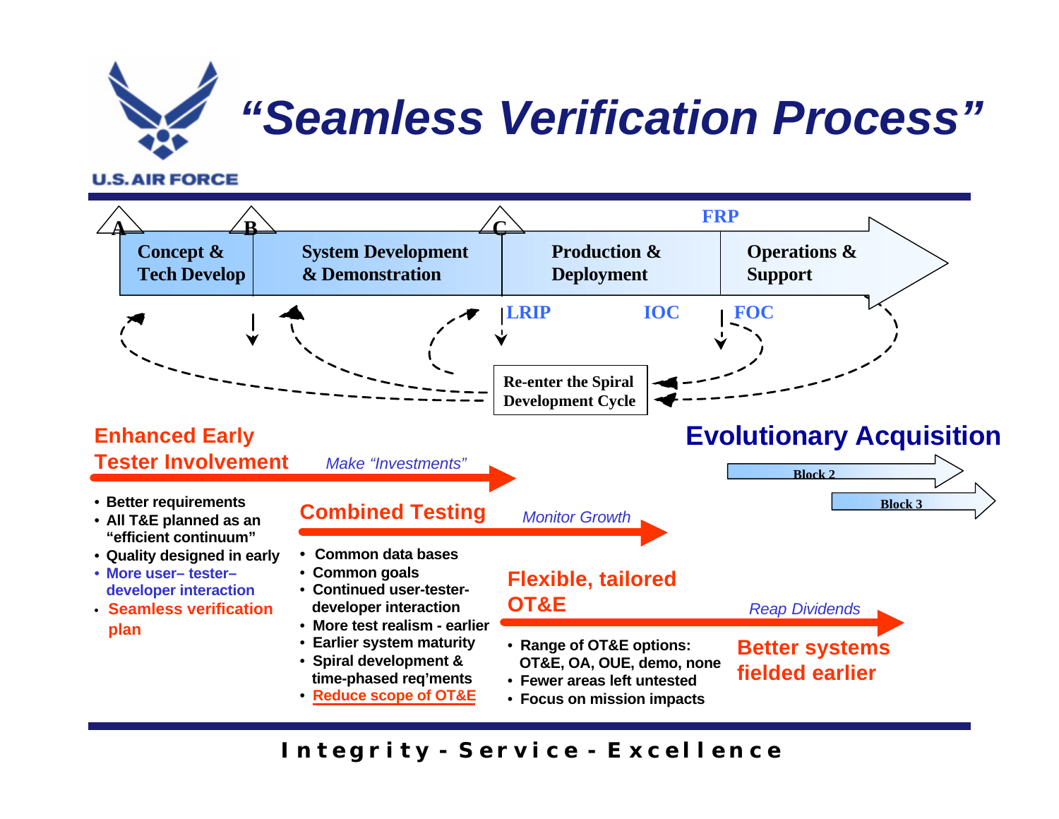# *"Seamless Verification Process"*

A — Concept & Tech Develop

B — System Development & Demonstration

C — Production & Deployment

FRP — Operations & Support

LRIP  IOC  FOC

Re-enter the Spiral Development Cycle

## Evolutionary Acquisition

Block 2

Block 3

## Enhanced Early Tester Involvement

*Make "Investments"*

- Better requirements
- All T&E planned as an "efficient continuum"
- Quality designed in early
- More user– tester– developer interaction
- Seamless verification plan

## Combined Testing

*Monitor Growth*

- Common data bases
- Common goals
- Continued user-tester-developer interaction
- More test realism - earlier
- Earlier system maturity
- Spiral development & time-phased req'ments
- Reduce scope of OT&E

## Flexible, tailored OT&E

*Reap Dividends*

- Range of OT&E options: OT&E, OA, OUE, demo, none
- Fewer areas left untested
- Focus on mission impacts

**Better systems fielded earlier**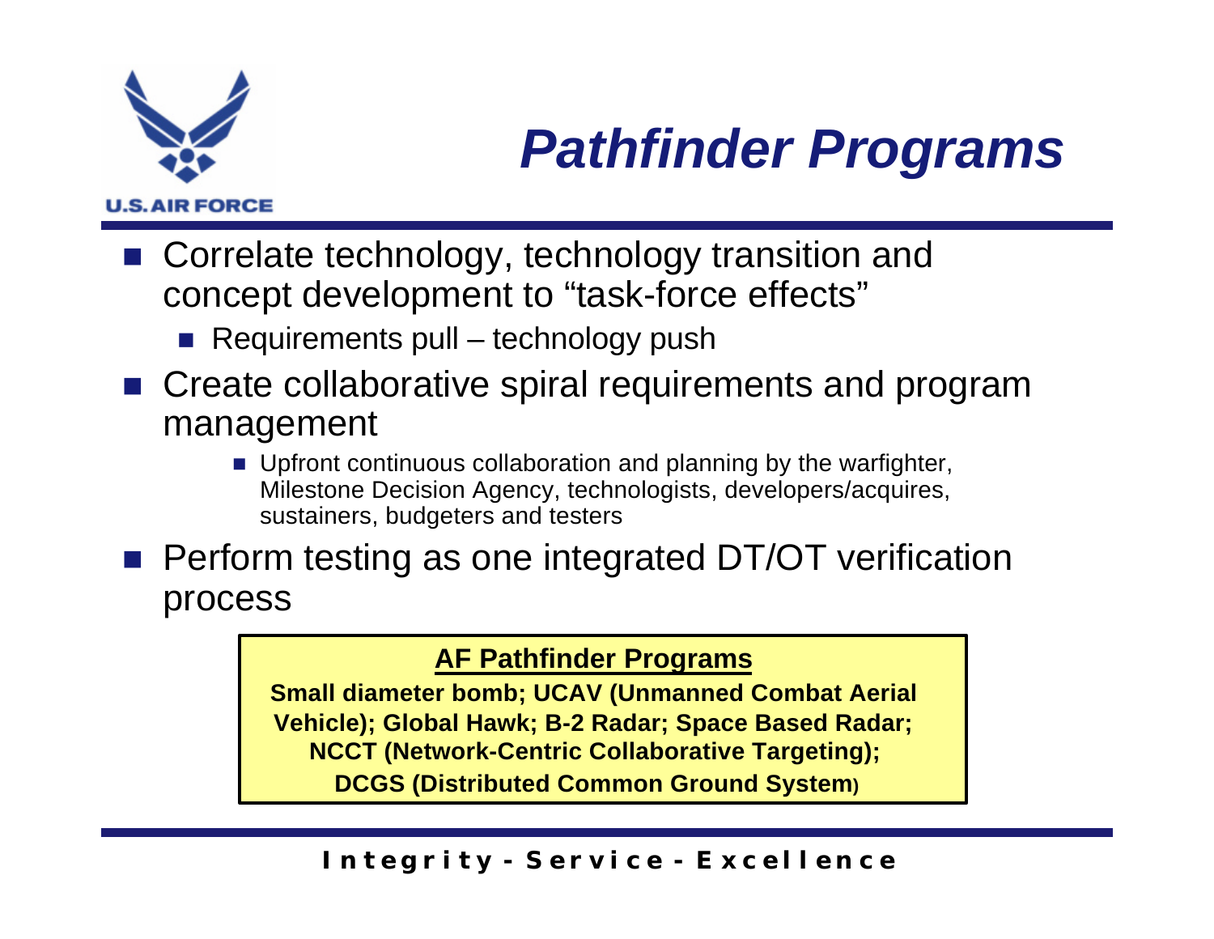# *Pathfinder Programs*

- Correlate technology, technology transition and concept development to "task-force effects"
  - Requirements pull – technology push
- Create collaborative spiral requirements and program management
  - Upfront continuous collaboration and planning by the warfighter, Milestone Decision Agency, technologists, developers/acquires, sustainers, budgeters and testers
- Perform testing as one integrated DT/OT verification process

**AF Pathfinder Programs**

**Small diameter bomb; UCAV (Unmanned Combat Aerial Vehicle); Global Hawk; B-2 Radar; Space Based Radar; NCCT (Network-Centric Collaborative Targeting); DCGS (Distributed Common Ground System)**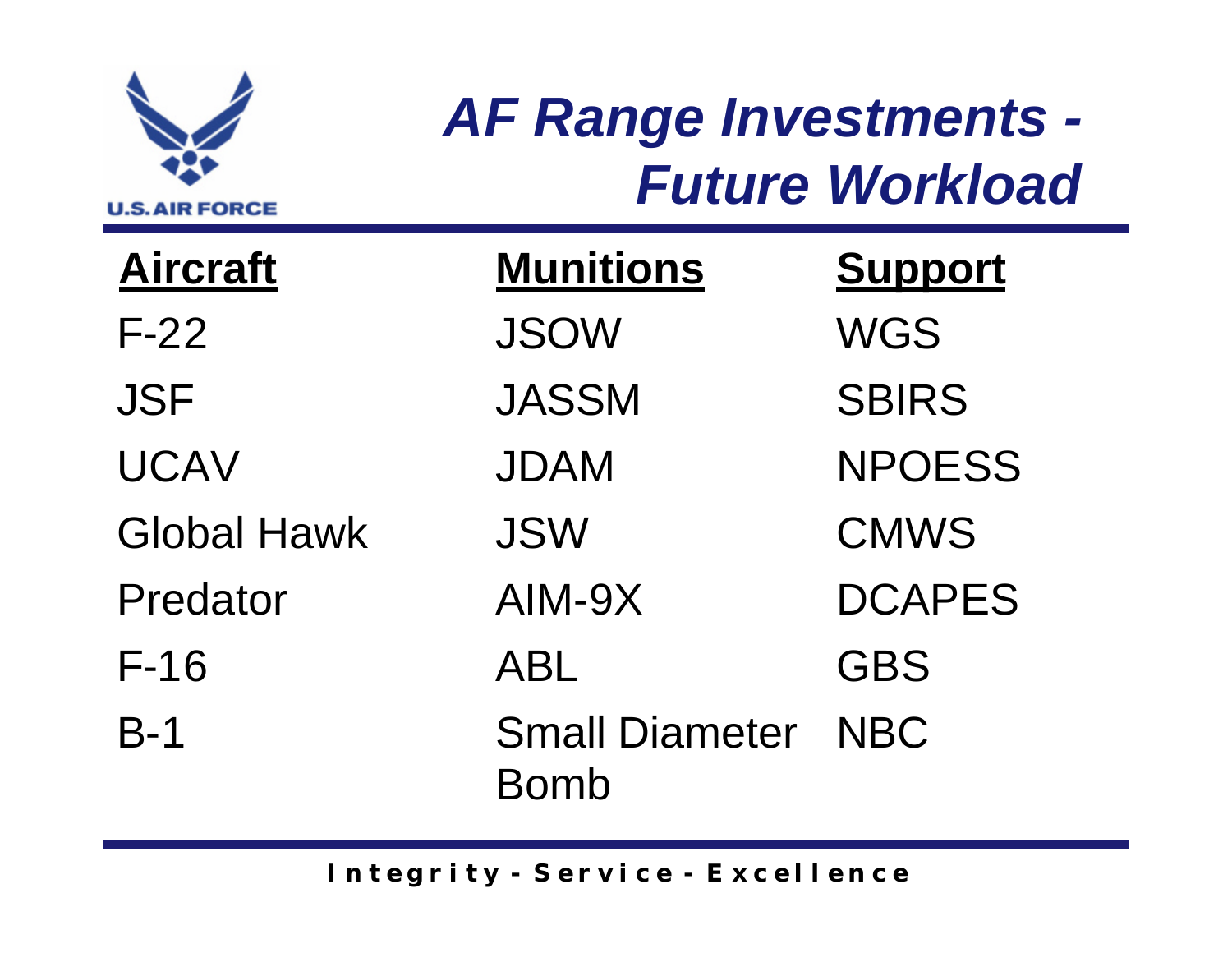# *AF Range Investments - Future Workload*

| Aircraft | Munitions | Support |
|---|---|---|
| F-22 | JSOW | WGS |
| JSF | JASSM | SBIRS |
| UCAV | JDAM | NPOESS |
| Global Hawk | JSW | CMWS |
| Predator | AIM-9X | DCAPES |
| F-16 | ABL | GBS |
| B-1 | Small Diameter Bomb | NBC |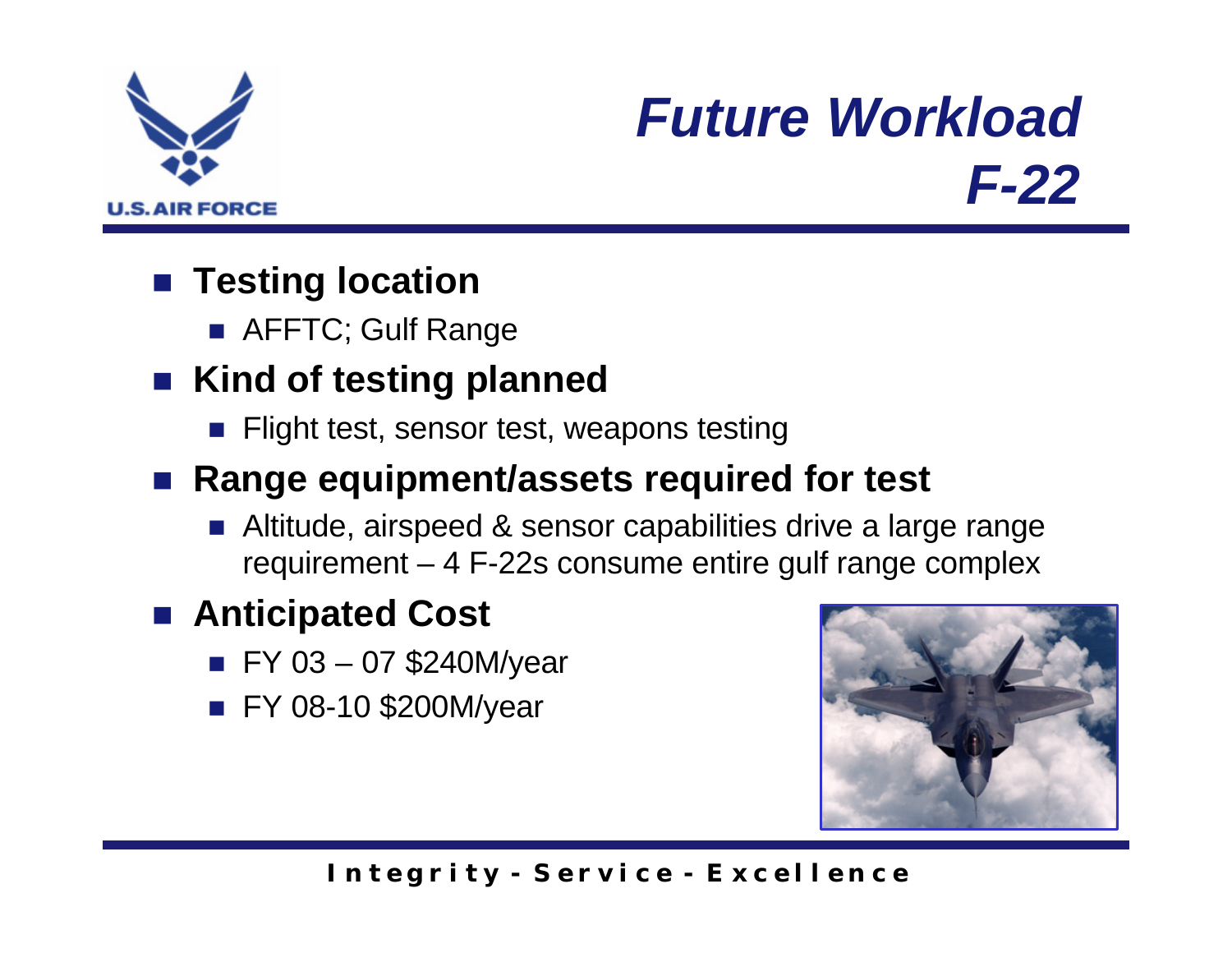# Future Workload F-22

- **Testing location**
  - AFFTC; Gulf Range
- **Kind of testing planned**
  - Flight test, sensor test, weapons testing
- **Range equipment/assets required for test**
  - Altitude, airspeed & sensor capabilities drive a large range requirement – 4 F-22s consume entire gulf range complex
- **Anticipated Cost**
  - FY 03 – 07 $240M/year
  - FY 08-10 $200M/year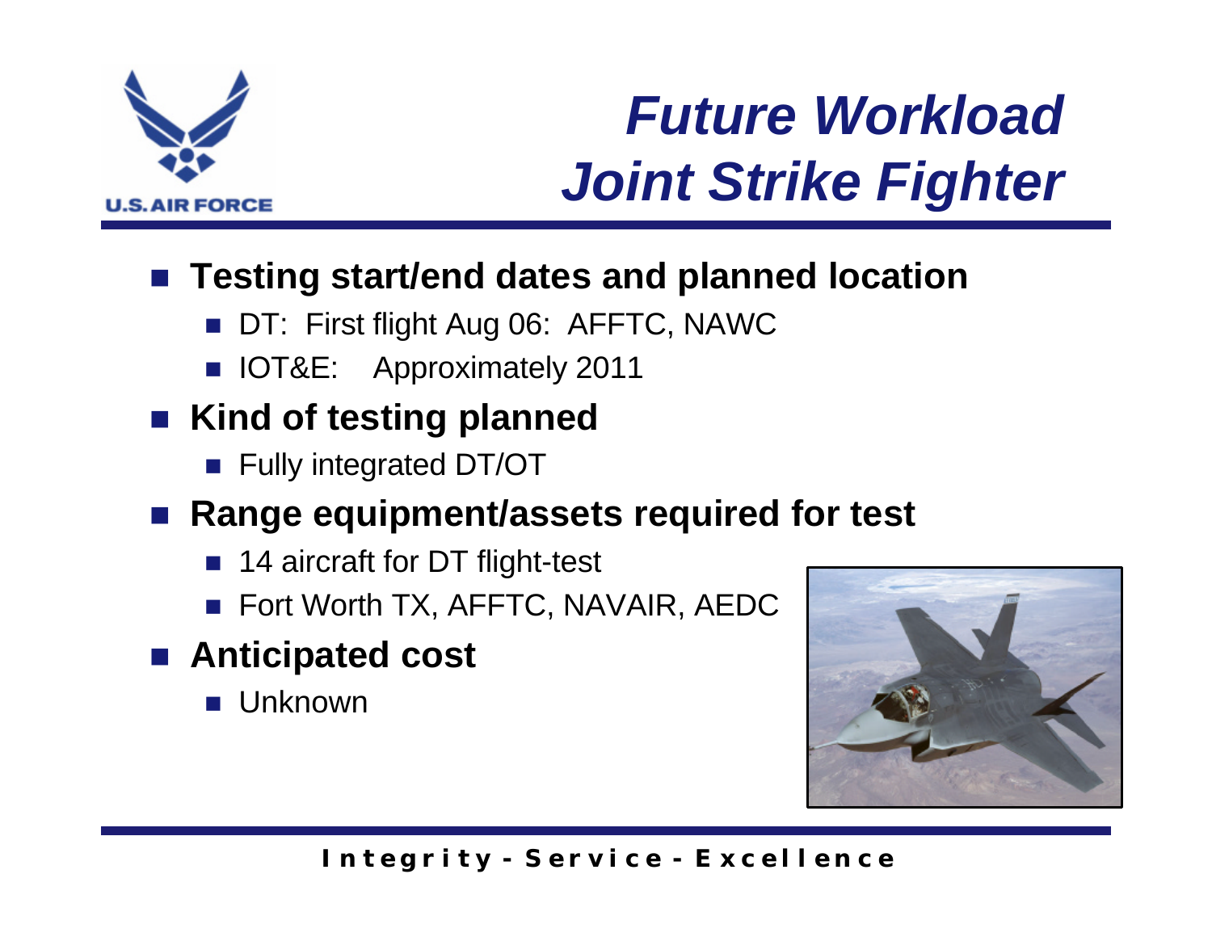# Future Workload Joint Strike Fighter

- **Testing start/end dates and planned location**
  - DT: First flight Aug 06: AFFTC, NAWC
  - IOT&E: Approximately 2011
- **Kind of testing planned**
  - Fully integrated DT/OT
- **Range equipment/assets required for test**
  - 14 aircraft for DT flight-test
  - Fort Worth TX, AFFTC, NAVAIR, AEDC
- **Anticipated cost**
  - Unknown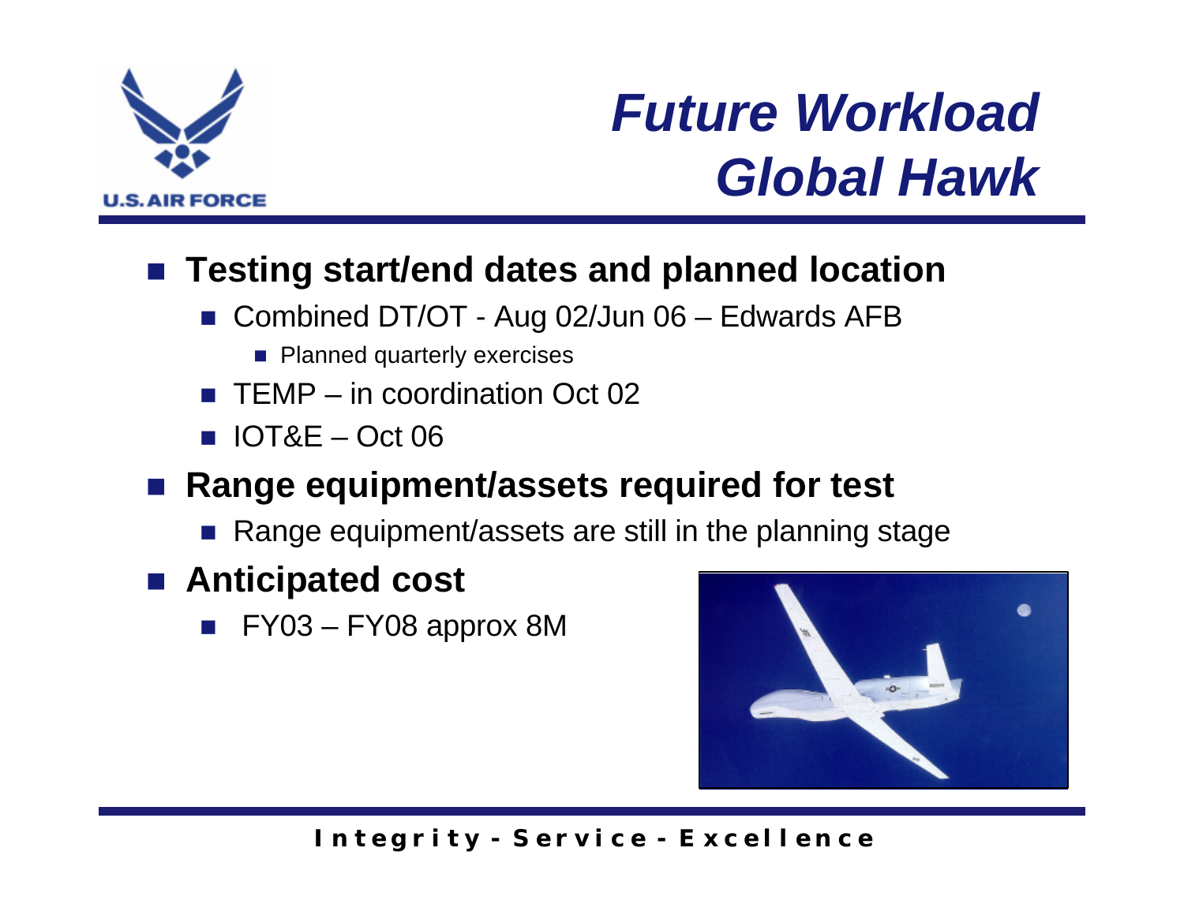# Future Workload Global Hawk

- **Testing start/end dates and planned location**
  - Combined DT/OT - Aug 02/Jun 06 – Edwards AFB
    - Planned quarterly exercises
  - TEMP – in coordination Oct 02
  - IOT&E – Oct 06
- **Range equipment/assets required for test**
  - Range equipment/assets are still in the planning stage
- **Anticipated cost**
  - FY03 – FY08 approx 8M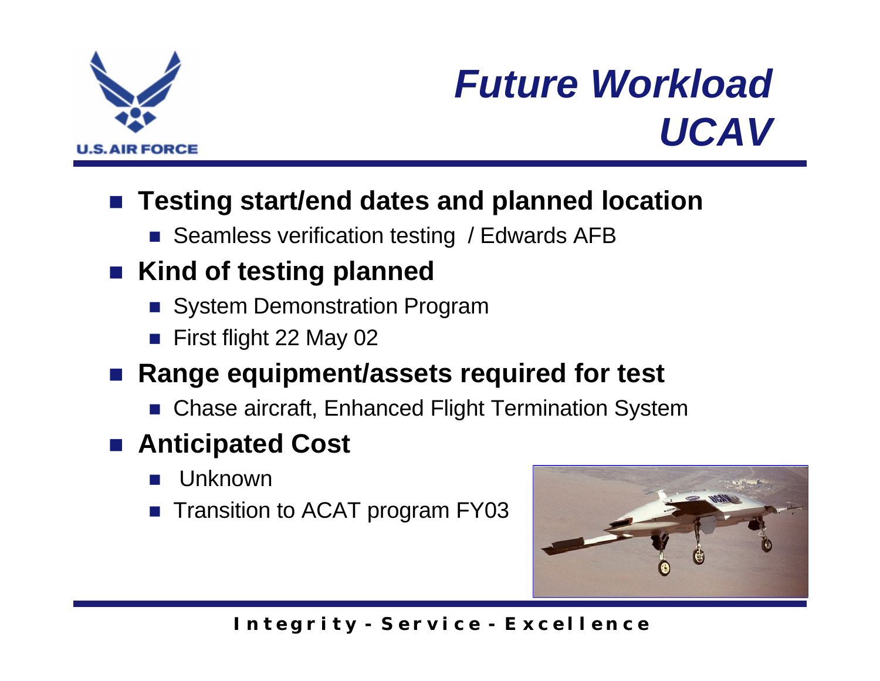# Future Workload UCAV

- **Testing start/end dates and planned location**
  - Seamless verification testing / Edwards AFB
- **Kind of testing planned**
  - System Demonstration Program
  - First flight 22 May 02
- **Range equipment/assets required for test**
  - Chase aircraft, Enhanced Flight Termination System
- **Anticipated Cost**
  - Unknown
  - Transition to ACAT program FY03

Integrity - Service - Excellence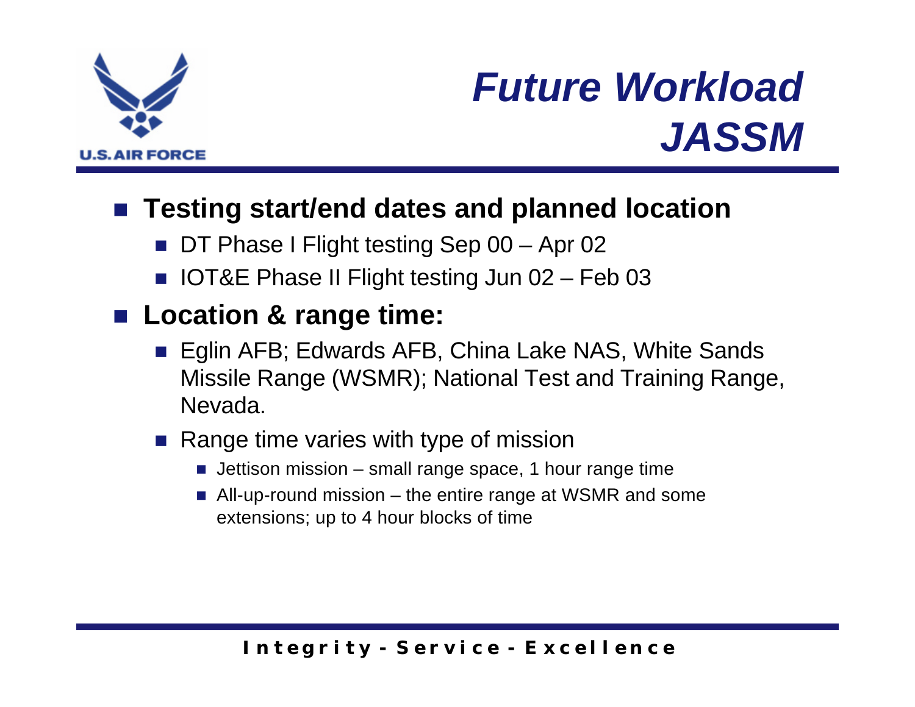# Future Workload JASSM

- **Testing start/end dates and planned location**
  - DT Phase I Flight testing Sep 00 – Apr 02
  - IOT&E Phase II Flight testing Jun 02 – Feb 03
- **Location & range time:**
  - Eglin AFB; Edwards AFB, China Lake NAS, White Sands Missile Range (WSMR); National Test and Training Range, Nevada.
  - Range time varies with type of mission
    - Jettison mission – small range space, 1 hour range time
    - All-up-round mission – the entire range at WSMR and some extensions; up to 4 hour blocks of time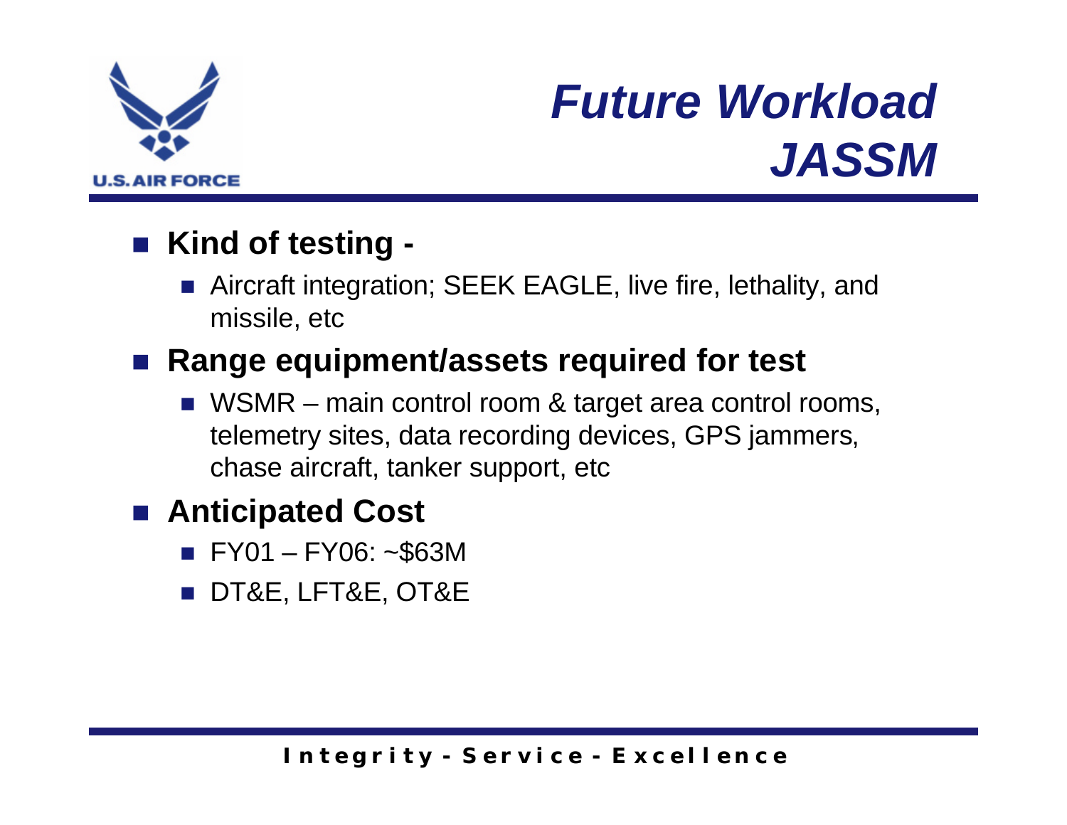# Future Workload JASSM

- **Kind of testing -**
  - Aircraft integration; SEEK EAGLE, live fire, lethality, and missile, etc
- **Range equipment/assets required for test**
  - WSMR – main control room & target area control rooms, telemetry sites, data recording devices, GPS jammers, chase aircraft, tanker support, etc
- **Anticipated Cost**
  - FY01 – FY06: ~$63M
  - DT&E, LFT&E, OT&E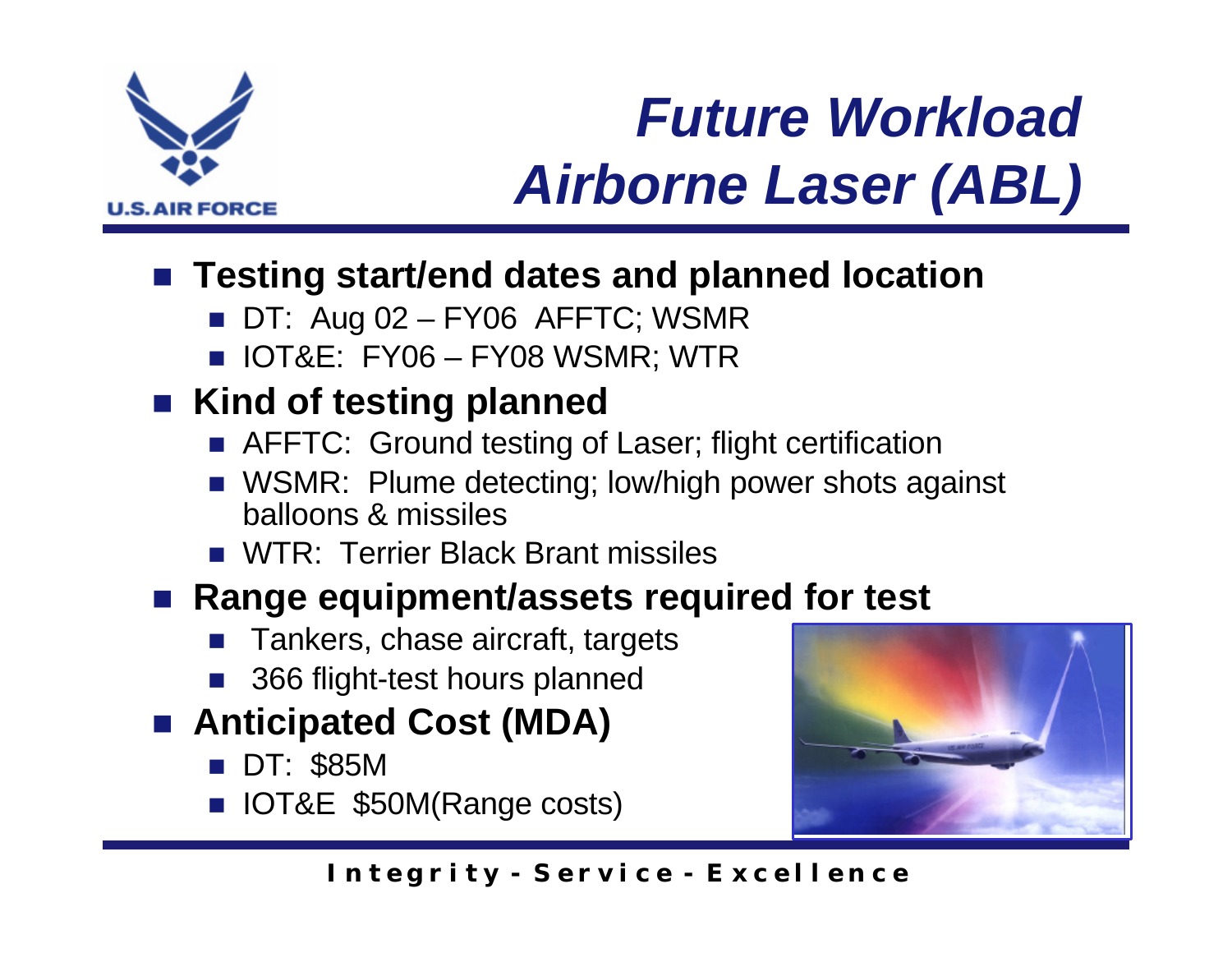# *Future Workload Airborne Laser (ABL)*

- **Testing start/end dates and planned location**
  - DT: Aug 02 – FY06 AFFTC; WSMR
  - IOT&E: FY06 – FY08 WSMR; WTR
- **Kind of testing planned**
  - AFFTC: Ground testing of Laser; flight certification
  - WSMR: Plume detecting; low/high power shots against balloons & missiles
  - WTR: Terrier Black Brant missiles
- **Range equipment/assets required for test**
  - Tankers, chase aircraft, targets
  - 366 flight-test hours planned
- **Anticipated Cost (MDA)**
  - DT: $85M
  - IOT&E $50M(Range costs)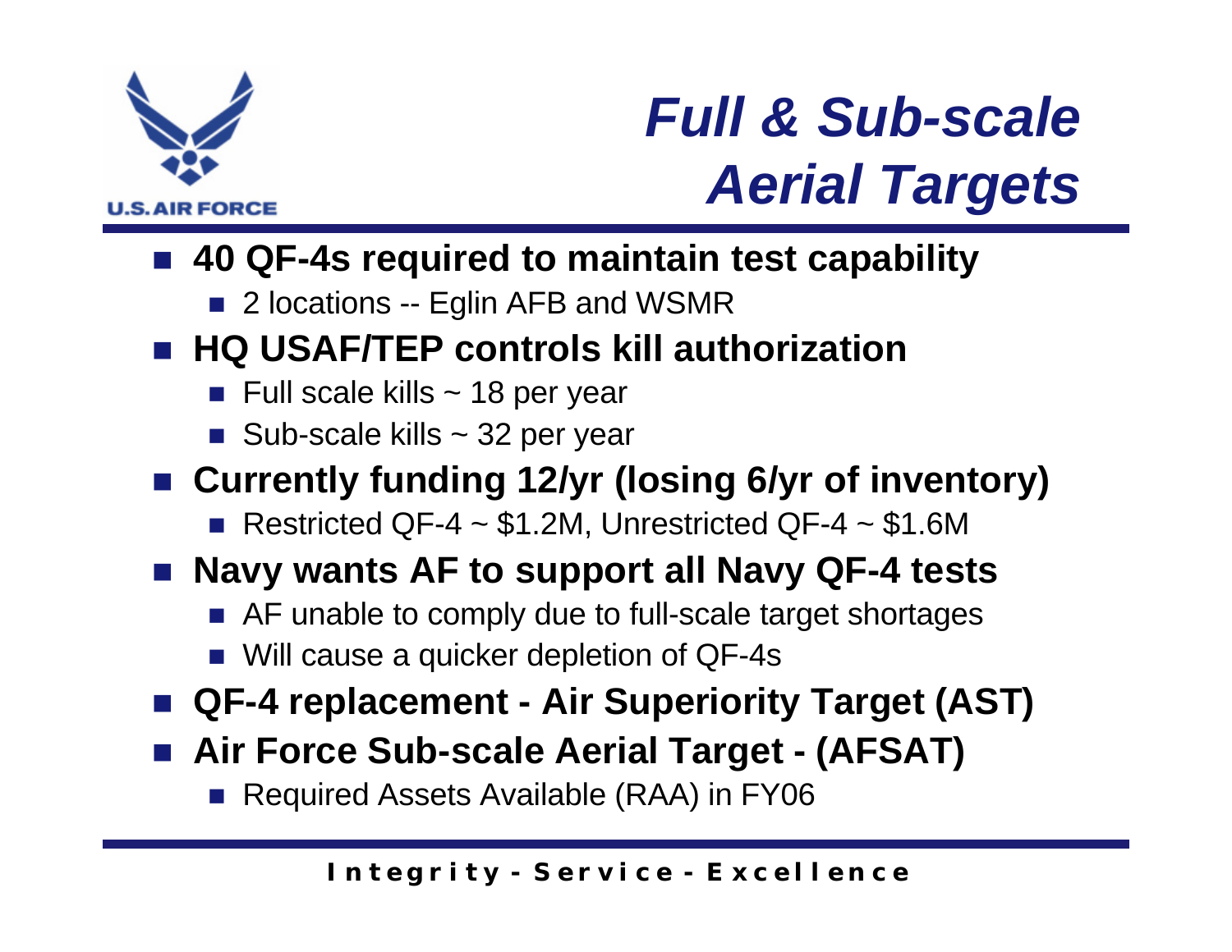# *Full & Sub-scale Aerial Targets*

- **40 QF-4s required to maintain test capability**
  - 2 locations -- Eglin AFB and WSMR
- **HQ USAF/TEP controls kill authorization**
  - Full scale kills ~ 18 per year
  - Sub-scale kills ~ 32 per year
- **Currently funding 12/yr (losing 6/yr of inventory)**
  - Restricted QF-4 ~ $1.2M, Unrestricted QF-4 ~ $1.6M
- **Navy wants AF to support all Navy QF-4 tests**
  - AF unable to comply due to full-scale target shortages
  - Will cause a quicker depletion of QF-4s
- **QF-4 replacement - Air Superiority Target (AST)**
- **Air Force Sub-scale Aerial Target - (AFSAT)**
  - Required Assets Available (RAA) in FY06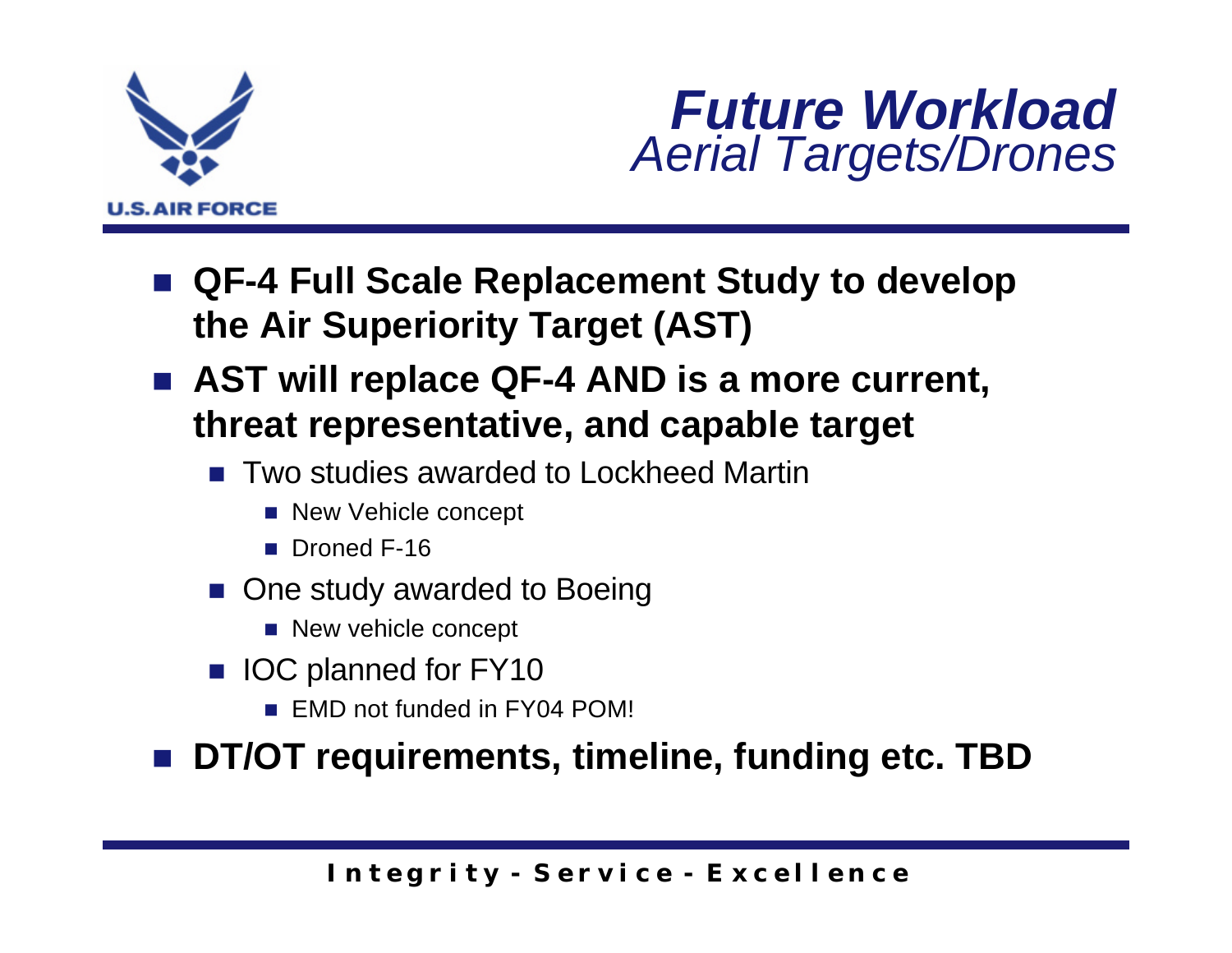# *Future Workload*
## *Aerial Targets/Drones*

- **QF-4 Full Scale Replacement Study to develop the Air Superiority Target (AST)**
- **AST will replace QF-4 AND is a more current, threat representative, and capable target**
  - Two studies awarded to Lockheed Martin
    - New Vehicle concept
    - Droned F-16
  - One study awarded to Boeing
    - New vehicle concept
  - IOC planned for FY10
    - EMD not funded in FY04 POM!
- **DT/OT requirements, timeline, funding etc. TBD**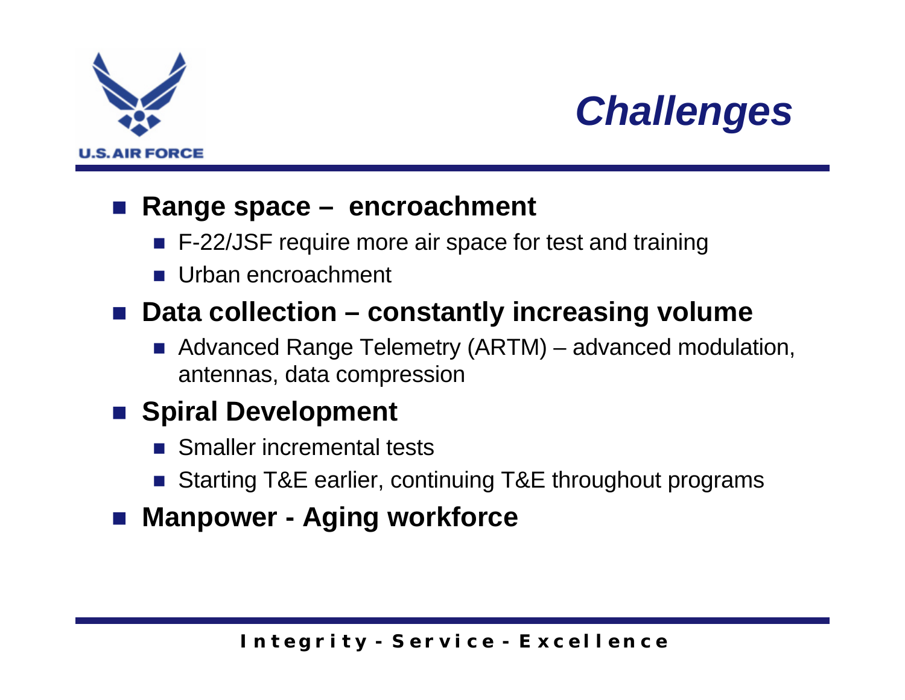# Challenges

- **Range space – encroachment**
  - F-22/JSF require more air space for test and training
  - Urban encroachment
- **Data collection – constantly increasing volume**
  - Advanced Range Telemetry (ARTM) – advanced modulation, antennas, data compression
- **Spiral Development**
  - Smaller incremental tests
  - Starting T&E earlier, continuing T&E throughout programs
- **Manpower - Aging workforce**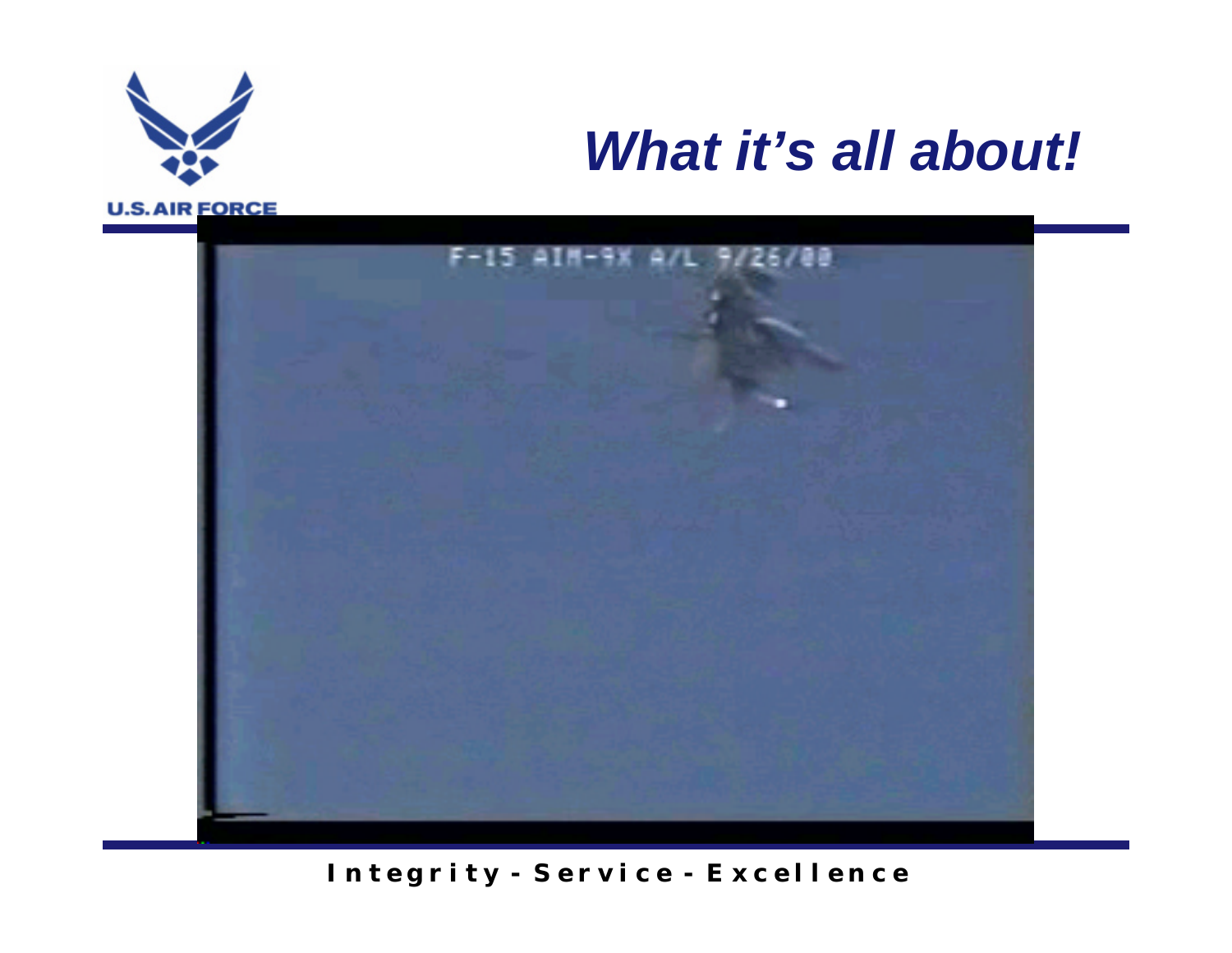# *What it's all about!*

F-15 AIM-9X A/L 9/26/00

**Integrity - Service - Excellence**